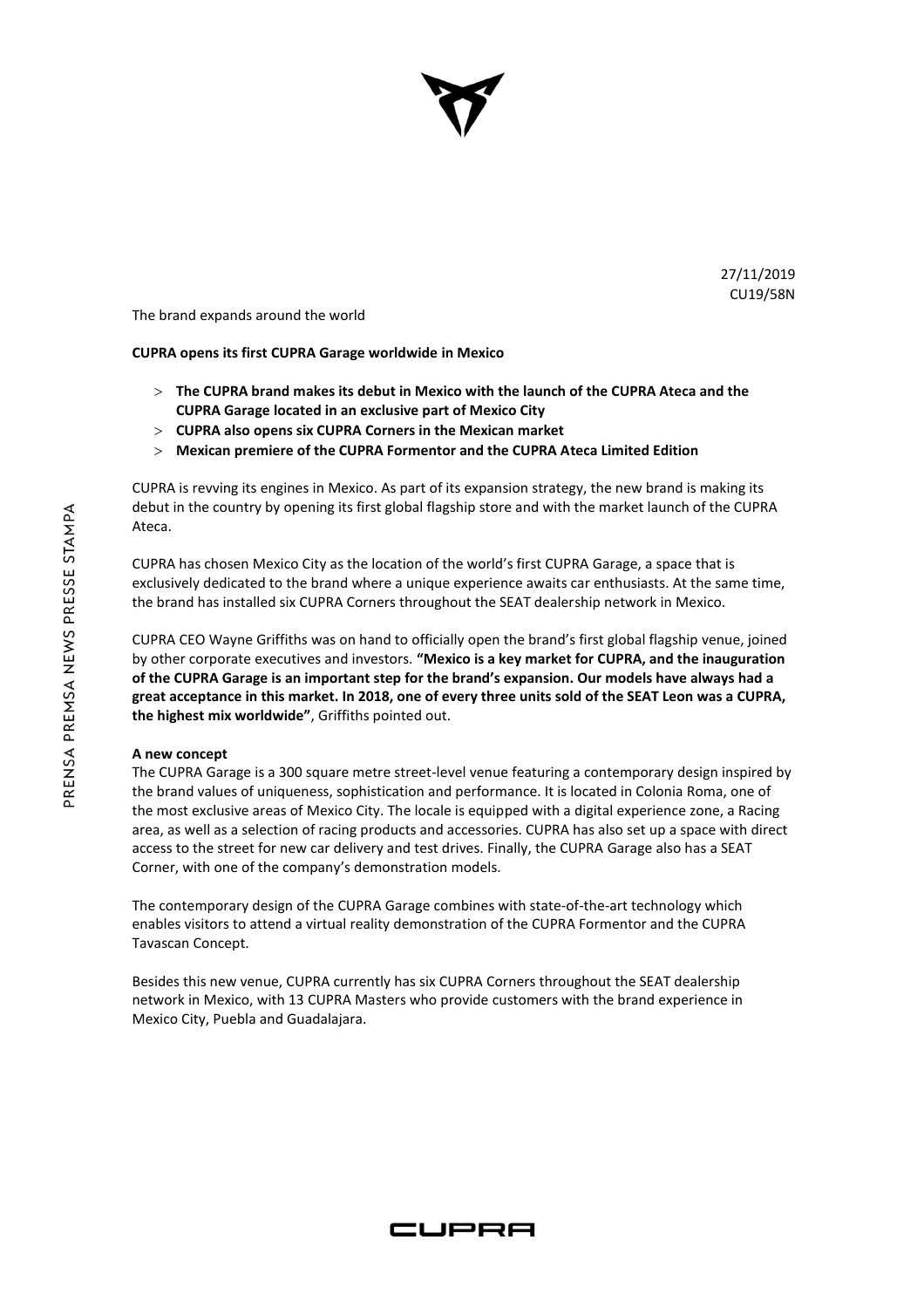27/11/2019
CU19/58N

The brand expands around the world

# CUPRA opens its first CUPRA Garage worldwide in Mexico

- **The CUPRA brand makes its debut in Mexico with the launch of the CUPRA Ateca and the CUPRA Garage located in an exclusive part of Mexico City**
- **CUPRA also opens six CUPRA Corners in the Mexican market**
- **Mexican premiere of the CUPRA Formentor and the CUPRA Ateca Limited Edition**

CUPRA is revving its engines in Mexico. As part of its expansion strategy, the new brand is making its debut in the country by opening its first global flagship store and with the market launch of the CUPRA Ateca.

CUPRA has chosen Mexico City as the location of the world's first CUPRA Garage, a space that is exclusively dedicated to the brand where a unique experience awaits car enthusiasts. At the same time, the brand has installed six CUPRA Corners throughout the SEAT dealership network in Mexico.

CUPRA CEO Wayne Griffiths was on hand to officially open the brand's first global flagship venue, joined by other corporate executives and investors. **"Mexico is a key market for CUPRA, and the inauguration of the CUPRA Garage is an important step for the brand's expansion. Our models have always had a great acceptance in this market. In 2018, one of every three units sold of the SEAT Leon was a CUPRA, the highest mix worldwide"**, Griffiths pointed out.

## A new concept

The CUPRA Garage is a 300 square metre street-level venue featuring a contemporary design inspired by the brand values of uniqueness, sophistication and performance. It is located in Colonia Roma, one of the most exclusive areas of Mexico City. The locale is equipped with a digital experience zone, a Racing area, as well as a selection of racing products and accessories. CUPRA has also set up a space with direct access to the street for new car delivery and test drives. Finally, the CUPRA Garage also has a SEAT Corner, with one of the company's demonstration models.

The contemporary design of the CUPRA Garage combines with state-of-the-art technology which enables visitors to attend a virtual reality demonstration of the CUPRA Formentor and the CUPRA Tavascan Concept.

Besides this new venue, CUPRA currently has six CUPRA Corners throughout the SEAT dealership network in Mexico, with 13 CUPRA Masters who provide customers with the brand experience in Mexico City, Puebla and Guadalajara.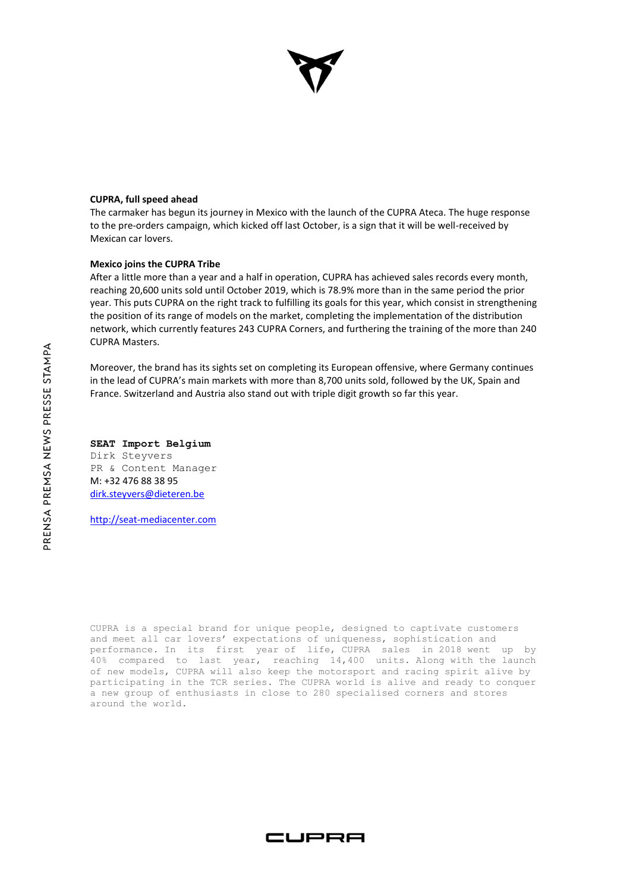**CUPRA, full speed ahead**

The carmaker has begun its journey in Mexico with the launch of the CUPRA Ateca. The huge response to the pre-orders campaign, which kicked off last October, is a sign that it will be well-received by Mexican car lovers.

**Mexico joins the CUPRA Tribe**

After a little more than a year and a half in operation, CUPRA has achieved sales records every month, reaching 20,600 units sold until October 2019, which is 78.9% more than in the same period the prior year. This puts CUPRA on the right track to fulfilling its goals for this year, which consist in strengthening the position of its range of models on the market, completing the implementation of the distribution network, which currently features 243 CUPRA Corners, and furthering the training of the more than 240 CUPRA Masters.

Moreover, the brand has its sights set on completing its European offensive, where Germany continues in the lead of CUPRA's main markets with more than 8,700 units sold, followed by the UK, Spain and France. Switzerland and Austria also stand out with triple digit growth so far this year.

**SEAT Import Belgium**
Dirk Steyvers
PR & Content Manager
M: +32 476 88 38 95
dirk.steyvers@dieteren.be

http://seat-mediacenter.com

CUPRA is a special brand for unique people, designed to captivate customers and meet all car lovers' expectations of uniqueness, sophistication and performance. In its first year of life, CUPRA sales in 2018 went up by 40% compared to last year, reaching 14,400 units. Along with the launch of new models, CUPRA will also keep the motorsport and racing spirit alive by participating in the TCR series. The CUPRA world is alive and ready to conquer a new group of enthusiasts in close to 280 specialised corners and stores around the world.